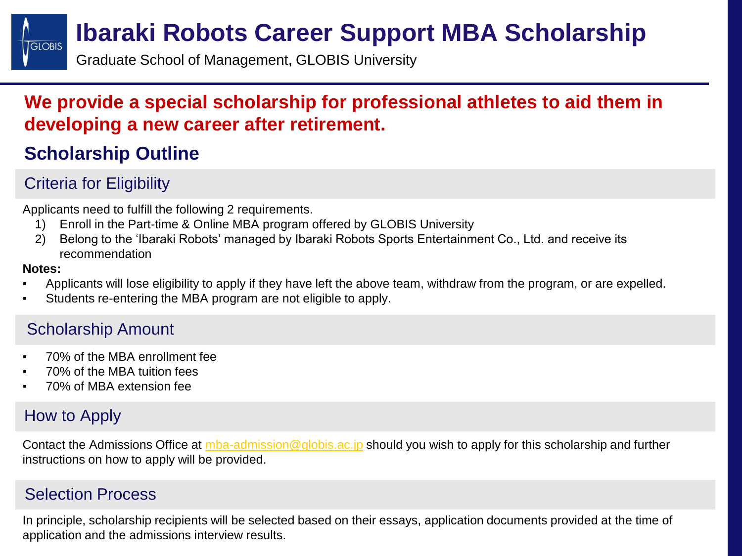# Ibaraki Robots Career Support MBA Scholarship

Graduate School of Management, GLOBIS University

**We provide a special scholarship for professional athletes to aid them in developing a new career after retirement.**

## Scholarship Outline

### Criteria for Eligibility

Applicants need to fulfill the following 2 requirements.

1) Enroll in the Part-time & Online MBA program offered by GLOBIS University
2) Belong to the 'Ibaraki Robots' managed by Ibaraki Robots Sports Entertainment Co., Ltd. and receive its recommendation

**Notes:**

- Applicants will lose eligibility to apply if they have left the above team, withdraw from the program, or are expelled.
- Students re-entering the MBA program are not eligible to apply.

### Scholarship Amount

- 70% of the MBA enrollment fee
- 70% of the MBA tuition fees
- 70% of MBA extension fee

### How to Apply

Contact the Admissions Office at mba-admission@globis.ac.jp should you wish to apply for this scholarship and further instructions on how to apply will be provided.

### Selection Process

In principle, scholarship recipients will be selected based on their essays, application documents provided at the time of application and the admissions interview results.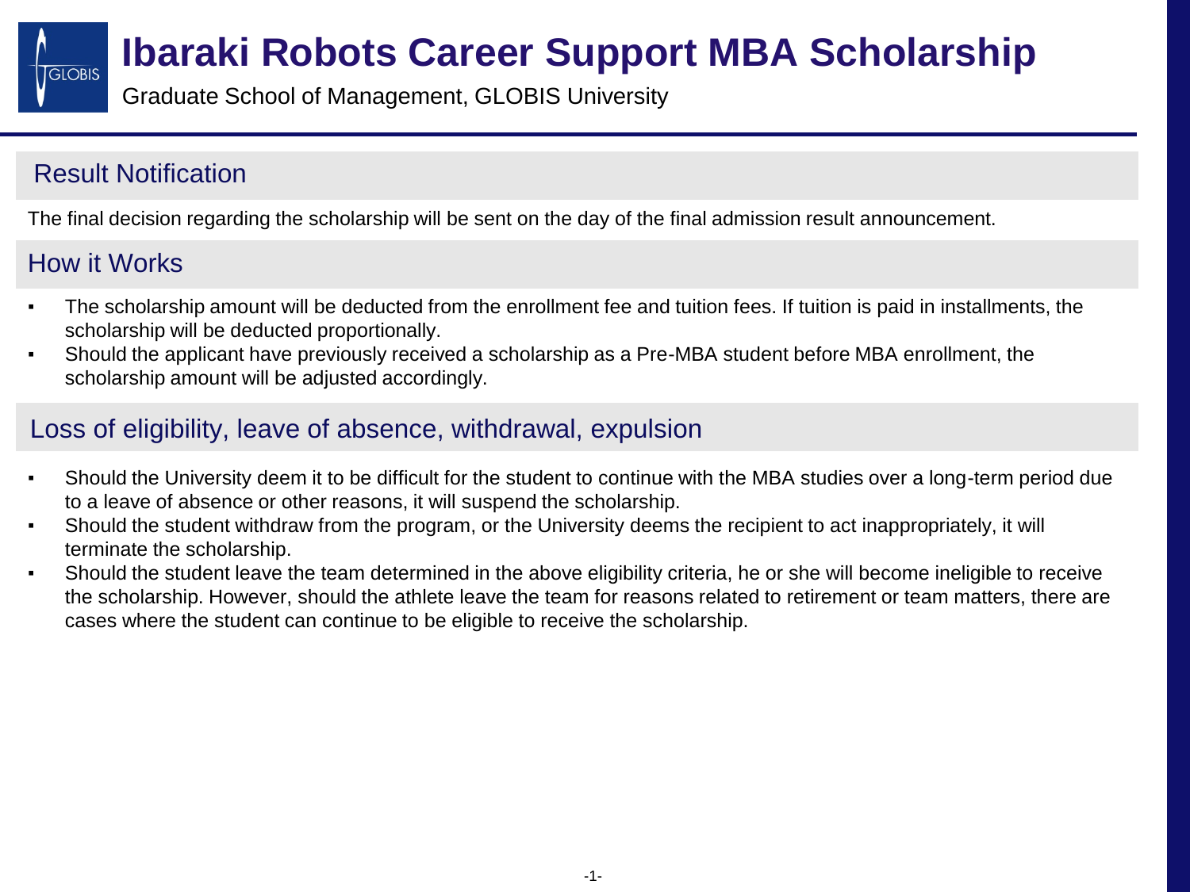# Ibaraki Robots Career Support MBA Scholarship

Graduate School of Management, GLOBIS University

## Result Notification

The final decision regarding the scholarship will be sent on the day of the final admission result announcement.

## How it Works

- The scholarship amount will be deducted from the enrollment fee and tuition fees. If tuition is paid in installments, the scholarship will be deducted proportionally.
- Should the applicant have previously received a scholarship as a Pre-MBA student before MBA enrollment, the scholarship amount will be adjusted accordingly.

## Loss of eligibility, leave of absence, withdrawal, expulsion

- Should the University deem it to be difficult for the student to continue with the MBA studies over a long-term period due to a leave of absence or other reasons, it will suspend the scholarship.
- Should the student withdraw from the program, or the University deems the recipient to act inappropriately, it will terminate the scholarship.
- Should the student leave the team determined in the above eligibility criteria, he or she will become ineligible to receive the scholarship. However, should the athlete leave the team for reasons related to retirement or team matters, there are cases where the student can continue to be eligible to receive the scholarship.